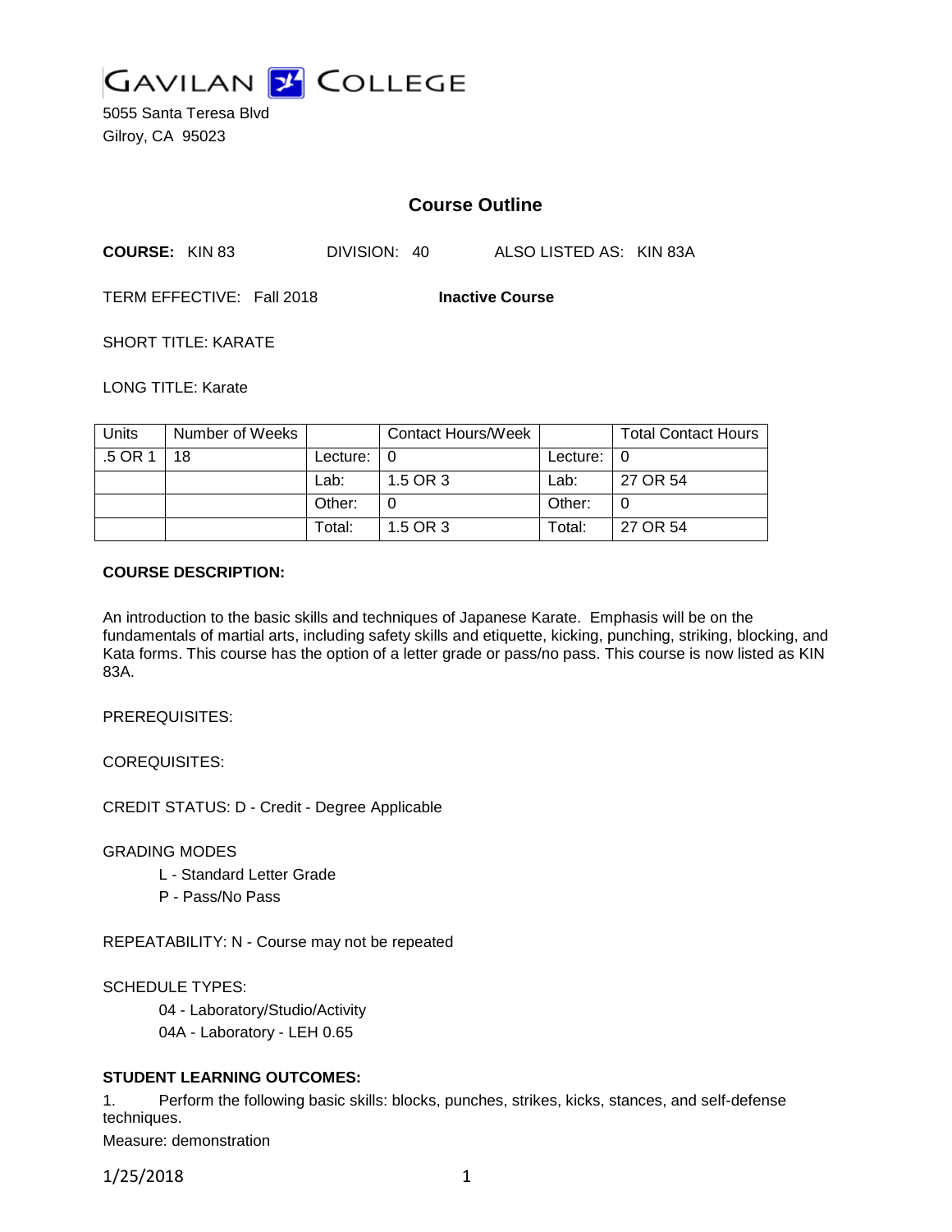GAVILAN COLLEGE

5055 Santa Teresa Blvd
Gilroy, CA 95023

## Course Outline

**COURSE:** KIN 83 DIVISION: 40 ALSO LISTED AS: KIN 83A

TERM EFFECTIVE: Fall 2018 **Inactive Course**

SHORT TITLE: KARATE

LONG TITLE: Karate

| Units | Number of Weeks | | Contact Hours/Week | | Total Contact Hours |
|---|---|---|---|---|---|
| .5 OR 1 | 18 | Lecture: | 0 | Lecture: | 0 |
| | | Lab: | 1.5 OR 3 | Lab: | 27 OR 54 |
| | | Other: | 0 | Other: | 0 |
| | | Total: | 1.5 OR 3 | Total: | 27 OR 54 |

**COURSE DESCRIPTION:**

An introduction to the basic skills and techniques of Japanese Karate. Emphasis will be on the fundamentals of martial arts, including safety skills and etiquette, kicking, punching, striking, blocking, and Kata forms. This course has the option of a letter grade or pass/no pass. This course is now listed as KIN 83A.

PREREQUISITES:

COREQUISITES:

CREDIT STATUS: D - Credit - Degree Applicable

GRADING MODES

L - Standard Letter Grade
P - Pass/No Pass

REPEATABILITY: N - Course may not be repeated

SCHEDULE TYPES:

04 - Laboratory/Studio/Activity
04A - Laboratory - LEH 0.65

**STUDENT LEARNING OUTCOMES:**

1. Perform the following basic skills: blocks, punches, strikes, kicks, stances, and self-defense techniques.

Measure: demonstration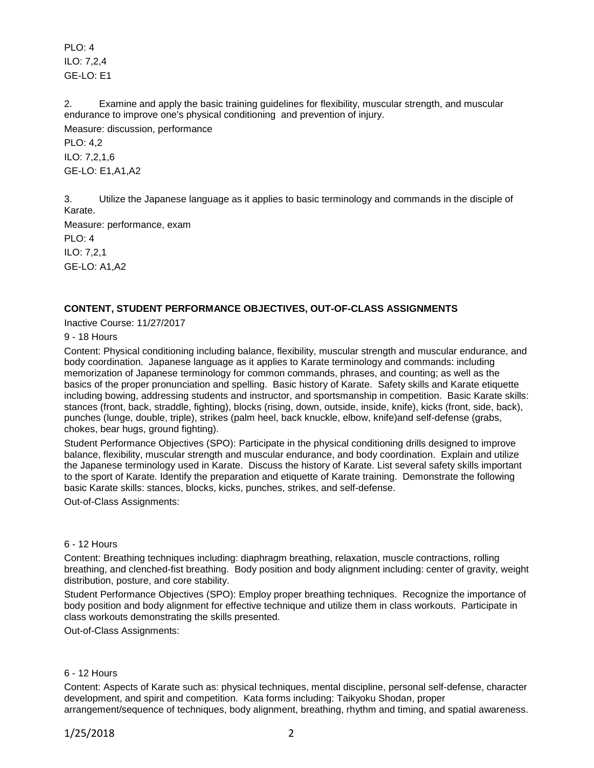PLO: 4

ILO: 7,2,4

GE-LO: E1

2. Examine and apply the basic training guidelines for flexibility, muscular strength, and muscular endurance to improve one's physical conditioning and prevention of injury.

Measure: discussion, performance

PLO: 4,2

ILO: 7,2,1,6

GE-LO: E1,A1,A2

3. Utilize the Japanese language as it applies to basic terminology and commands in the disciple of Karate.

Measure: performance, exam

PLO: 4

ILO: 7,2,1

GE-LO: A1,A2

## CONTENT, STUDENT PERFORMANCE OBJECTIVES, OUT-OF-CLASS ASSIGNMENTS

Inactive Course: 11/27/2017

9 - 18 Hours

Content: Physical conditioning including balance, flexibility, muscular strength and muscular endurance, and body coordination. Japanese language as it applies to Karate terminology and commands: including memorization of Japanese terminology for common commands, phrases, and counting; as well as the basics of the proper pronunciation and spelling. Basic history of Karate. Safety skills and Karate etiquette including bowing, addressing students and instructor, and sportsmanship in competition. Basic Karate skills: stances (front, back, straddle, fighting), blocks (rising, down, outside, inside, knife), kicks (front, side, back), punches (lunge, double, triple), strikes (palm heel, back knuckle, elbow, knife)and self-defense (grabs, chokes, bear hugs, ground fighting).

Student Performance Objectives (SPO): Participate in the physical conditioning drills designed to improve balance, flexibility, muscular strength and muscular endurance, and body coordination. Explain and utilize the Japanese terminology used in Karate. Discuss the history of Karate. List several safety skills important to the sport of Karate. Identify the preparation and etiquette of Karate training. Demonstrate the following basic Karate skills: stances, blocks, kicks, punches, strikes, and self-defense.

Out-of-Class Assignments:

6 - 12 Hours

Content: Breathing techniques including: diaphragm breathing, relaxation, muscle contractions, rolling breathing, and clenched-fist breathing. Body position and body alignment including: center of gravity, weight distribution, posture, and core stability.

Student Performance Objectives (SPO): Employ proper breathing techniques. Recognize the importance of body position and body alignment for effective technique and utilize them in class workouts. Participate in class workouts demonstrating the skills presented.

Out-of-Class Assignments:

6 - 12 Hours

Content: Aspects of Karate such as: physical techniques, mental discipline, personal self-defense, character development, and spirit and competition. Kata forms including: Taikyoku Shodan, proper arrangement/sequence of techniques, body alignment, breathing, rhythm and timing, and spatial awareness.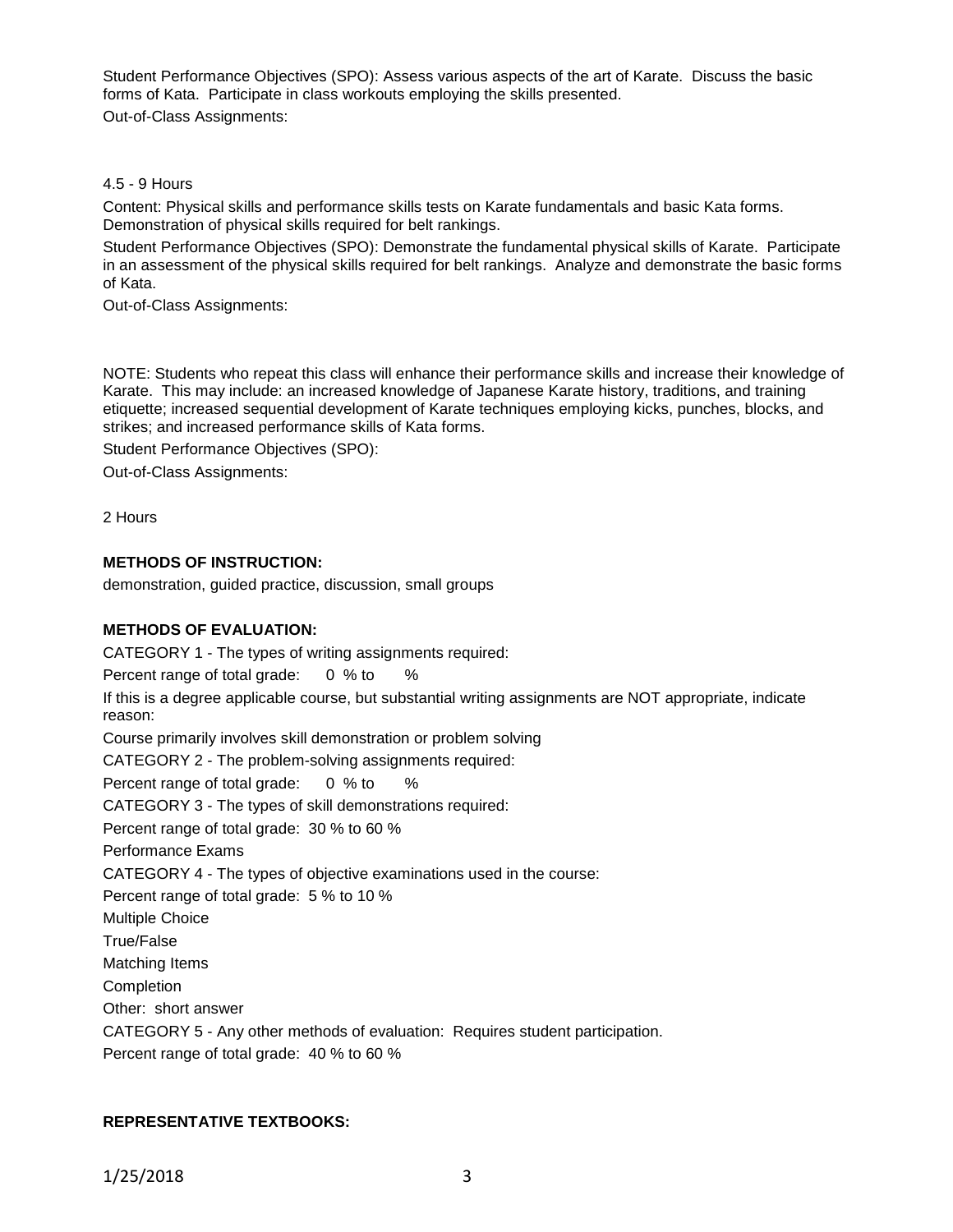Student Performance Objectives (SPO): Assess various aspects of the art of Karate. Discuss the basic forms of Kata. Participate in class workouts employing the skills presented.

Out-of-Class Assignments:

4.5 - 9 Hours

Content: Physical skills and performance skills tests on Karate fundamentals and basic Kata forms. Demonstration of physical skills required for belt rankings.

Student Performance Objectives (SPO): Demonstrate the fundamental physical skills of Karate. Participate in an assessment of the physical skills required for belt rankings. Analyze and demonstrate the basic forms of Kata.

Out-of-Class Assignments:

NOTE: Students who repeat this class will enhance their performance skills and increase their knowledge of Karate. This may include: an increased knowledge of Japanese Karate history, traditions, and training etiquette; increased sequential development of Karate techniques employing kicks, punches, blocks, and strikes; and increased performance skills of Kata forms.

Student Performance Objectives (SPO):

Out-of-Class Assignments:

2 Hours

**METHODS OF INSTRUCTION:**

demonstration, guided practice, discussion, small groups

**METHODS OF EVALUATION:**

CATEGORY 1 - The types of writing assignments required:

Percent range of total grade: 0 % to %

If this is a degree applicable course, but substantial writing assignments are NOT appropriate, indicate reason:

Course primarily involves skill demonstration or problem solving

CATEGORY 2 - The problem-solving assignments required:

Percent range of total grade: 0 % to %

CATEGORY 3 - The types of skill demonstrations required:

Percent range of total grade: 30 % to 60 %

Performance Exams

CATEGORY 4 - The types of objective examinations used in the course:

Percent range of total grade: 5 % to 10 %

Multiple Choice

True/False

Matching Items

Completion

Other: short answer

CATEGORY 5 - Any other methods of evaluation: Requires student participation.

Percent range of total grade: 40 % to 60 %

**REPRESENTATIVE TEXTBOOKS:**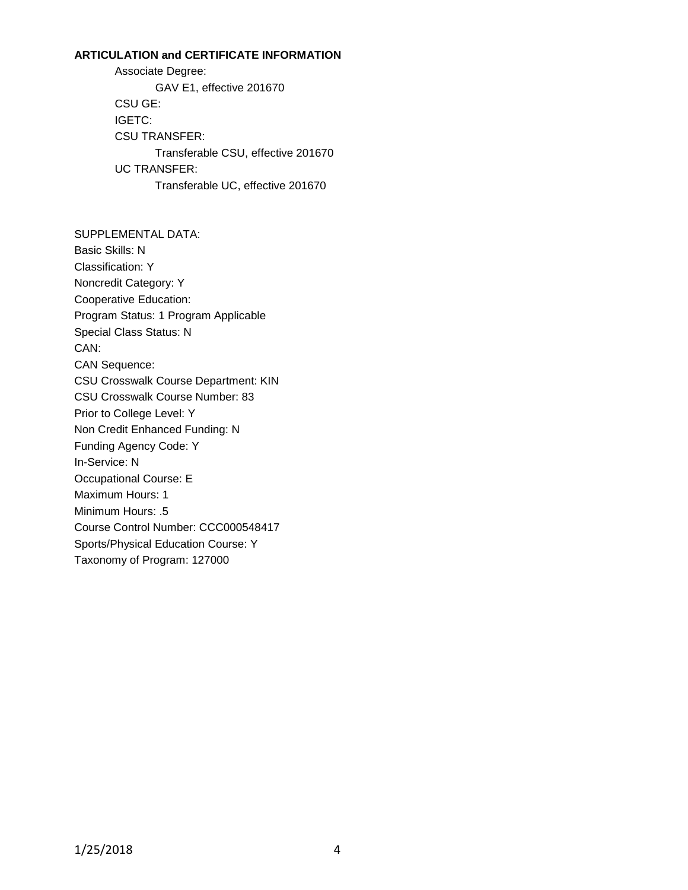**ARTICULATION and CERTIFICATE INFORMATION**

Associate Degree:

GAV E1, effective 201670

CSU GE:

IGETC:

CSU TRANSFER:

Transferable CSU, effective 201670

UC TRANSFER:

Transferable UC, effective 201670

SUPPLEMENTAL DATA:
Basic Skills: N
Classification: Y
Noncredit Category: Y
Cooperative Education:
Program Status: 1 Program Applicable
Special Class Status: N
CAN:
CAN Sequence:
CSU Crosswalk Course Department: KIN
CSU Crosswalk Course Number: 83
Prior to College Level: Y
Non Credit Enhanced Funding: N
Funding Agency Code: Y
In-Service: N
Occupational Course: E
Maximum Hours: 1
Minimum Hours: .5
Course Control Number: CCC000548417
Sports/Physical Education Course: Y
Taxonomy of Program: 127000